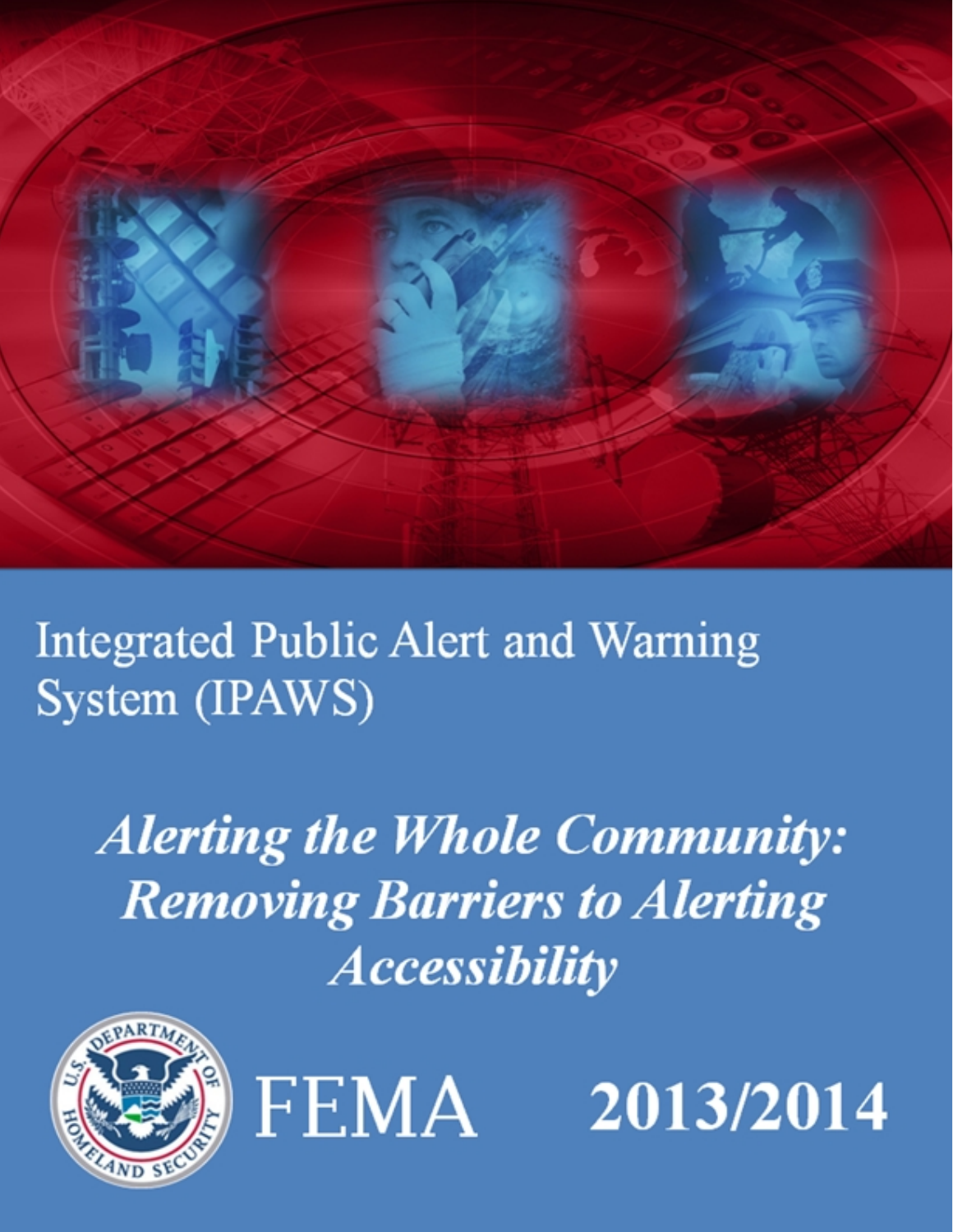# Integrated Public Alert and Warning System (IPAWS)

## *Alerting the Whole Community: Removing Barriers to Alerting Accessibility*

FEMA

**2013/2014**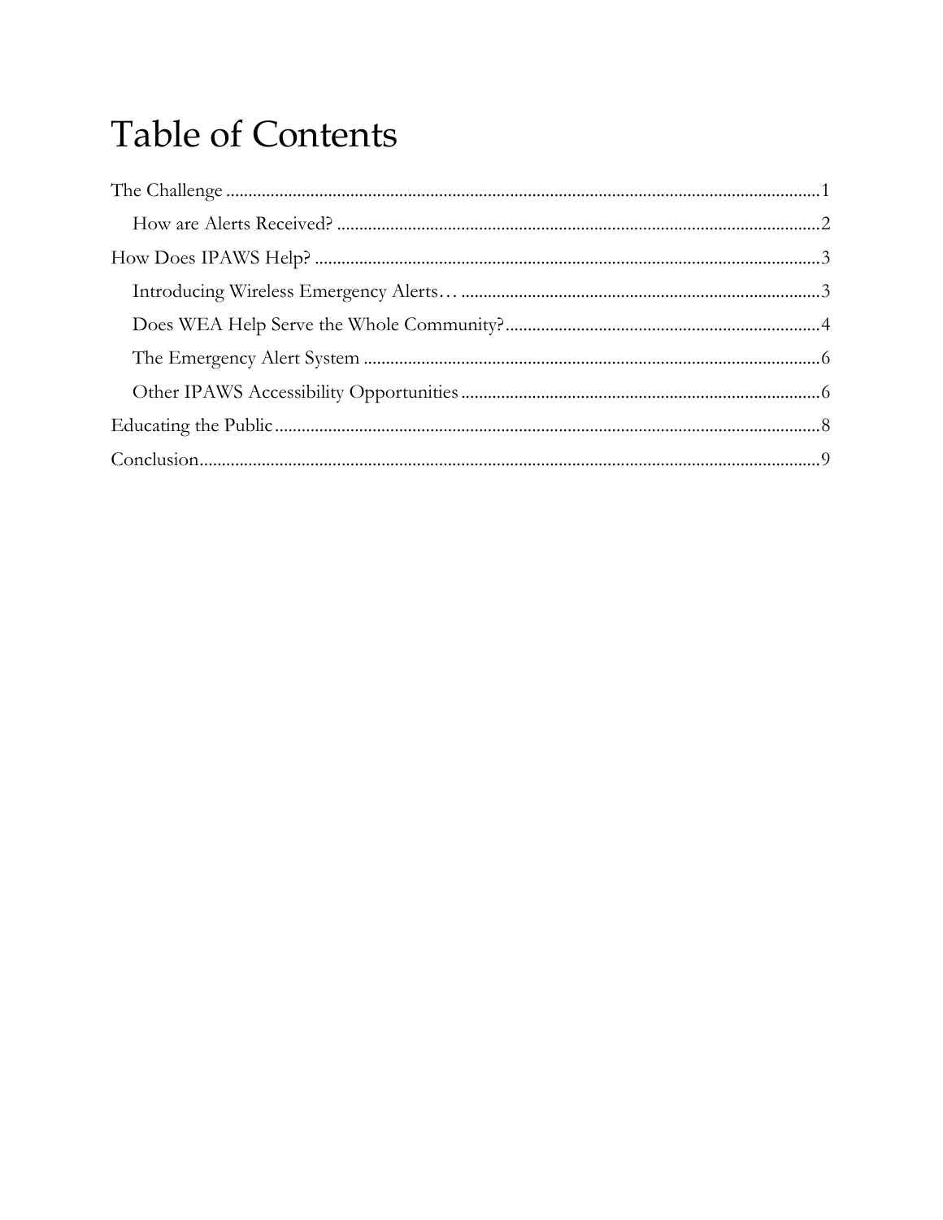# Table of Contents

The Challenge ........................................................................................................................................1

- How are Alerts Received? ..............................................................................................................2

How Does IPAWS Help? ....................................................................................................................3

- Introducing Wireless Emergency Alerts… ..................................................................................3
- Does WEA Help Serve the Whole Community? ........................................................................4
- The Emergency Alert System .......................................................................................................6
- Other IPAWS Accessibility Opportunities ..................................................................................6

Educating the Public ..............................................................................................................................8

Conclusion ..............................................................................................................................................9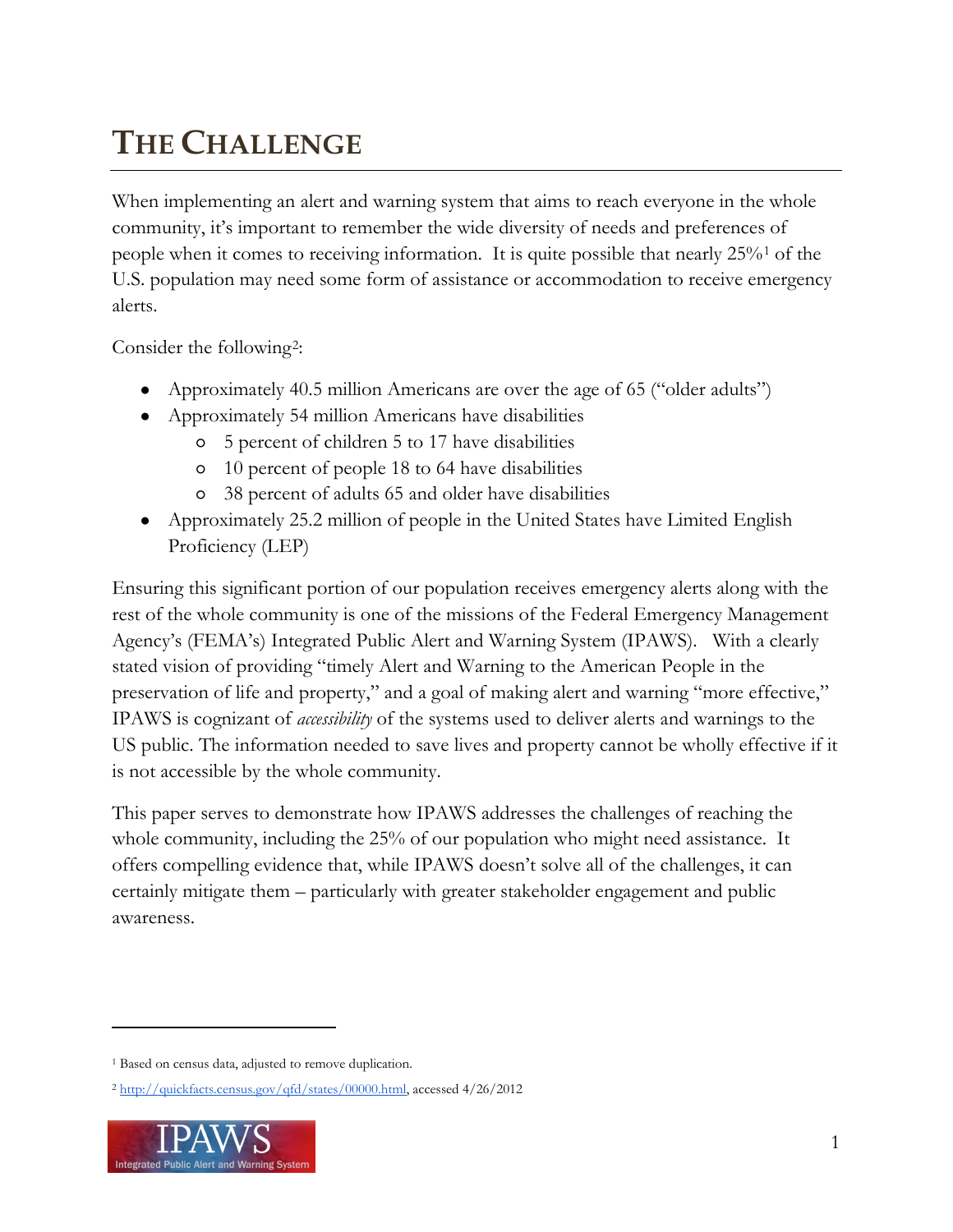# The Challenge

When implementing an alert and warning system that aims to reach everyone in the whole community, it's important to remember the wide diversity of needs and preferences of people when it comes to receiving information. It is quite possible that nearly 25%[1] of the U.S. population may need some form of assistance or accommodation to receive emergency alerts.

Consider the following[2]:

- Approximately 40.5 million Americans are over the age of 65 ("older adults")
- Approximately 54 million Americans have disabilities
  - 5 percent of children 5 to 17 have disabilities
  - 10 percent of people 18 to 64 have disabilities
  - 38 percent of adults 65 and older have disabilities
- Approximately 25.2 million of people in the United States have Limited English Proficiency (LEP)

Ensuring this significant portion of our population receives emergency alerts along with the rest of the whole community is one of the missions of the Federal Emergency Management Agency's (FEMA's) Integrated Public Alert and Warning System (IPAWS). With a clearly stated vision of providing "timely Alert and Warning to the American People in the preservation of life and property," and a goal of making alert and warning "more effective," IPAWS is cognizant of *accessibility* of the systems used to deliver alerts and warnings to the US public. The information needed to save lives and property cannot be wholly effective if it is not accessible by the whole community.

This paper serves to demonstrate how IPAWS addresses the challenges of reaching the whole community, including the 25% of our population who might need assistance. It offers compelling evidence that, while IPAWS doesn't solve all of the challenges, it can certainly mitigate them – particularly with greater stakeholder engagement and public awareness.

---

[1] Based on census data, adjusted to remove duplication.

[2] http://quickfacts.census.gov/qfd/states/00000.html, accessed 4/26/2012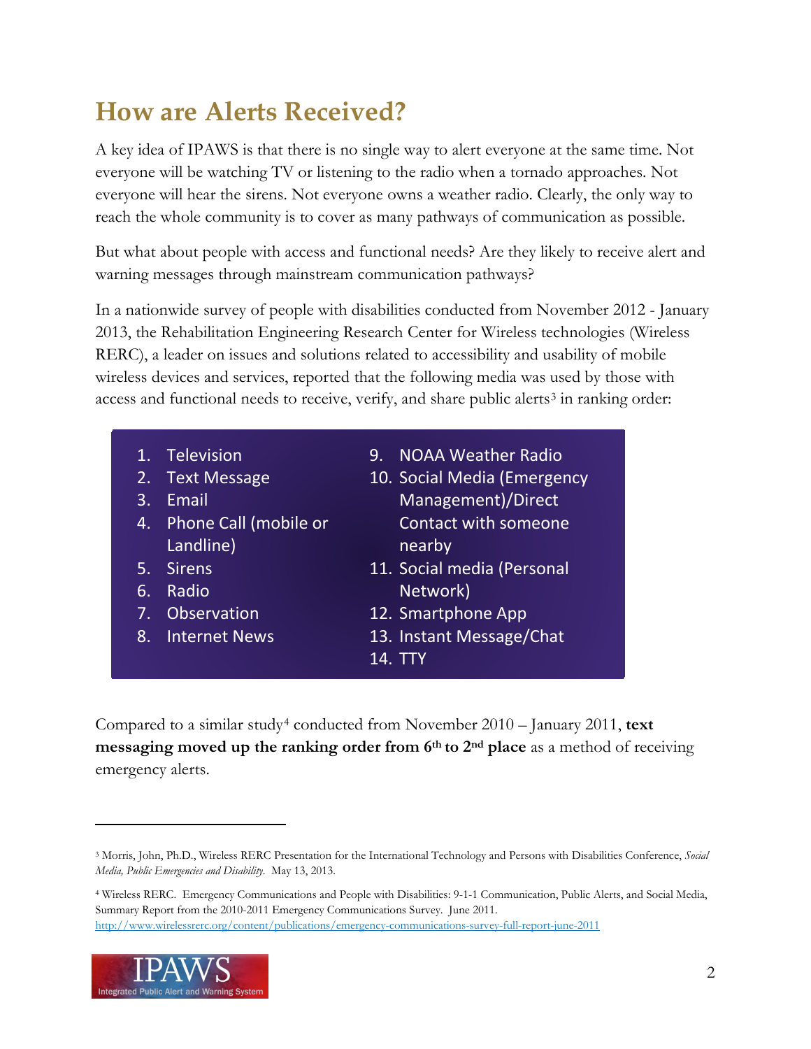## How are Alerts Received?

A key idea of IPAWS is that there is no single way to alert everyone at the same time. Not everyone will be watching TV or listening to the radio when a tornado approaches. Not everyone will hear the sirens. Not everyone owns a weather radio. Clearly, the only way to reach the whole community is to cover as many pathways of communication as possible.

But what about people with access and functional needs? Are they likely to receive alert and warning messages through mainstream communication pathways?

In a nationwide survey of people with disabilities conducted from November 2012 - January 2013, the Rehabilitation Engineering Research Center for Wireless technologies (Wireless RERC), a leader on issues and solutions related to accessibility and usability of mobile wireless devices and services, reported that the following media was used by those with access and functional needs to receive, verify, and share public alerts[3] in ranking order:

1. Television
2. Text Message
3. Email
4. Phone Call (mobile or Landline)
5. Sirens
6. Radio
7. Observation
8. Internet News
9. NOAA Weather Radio
10. Social Media (Emergency Management)/Direct Contact with someone nearby
11. Social media (Personal Network)
12. Smartphone App
13. Instant Message/Chat
14. TTY

Compared to a similar study[4] conducted from November 2010 – January 2011, **text messaging moved up the ranking order from 6th to 2nd place** as a method of receiving emergency alerts.

---

[3] Morris, John, Ph.D., Wireless RERC Presentation for the International Technology and Persons with Disabilities Conference, *Social Media, Public Emergencies and Disability*. May 13, 2013.

[4] Wireless RERC. Emergency Communications and People with Disabilities: 9-1-1 Communication, Public Alerts, and Social Media, Summary Report from the 2010-2011 Emergency Communications Survey. June 2011. http://www.wirelessrerc.org/content/publications/emergency-communications-survey-full-report-june-2011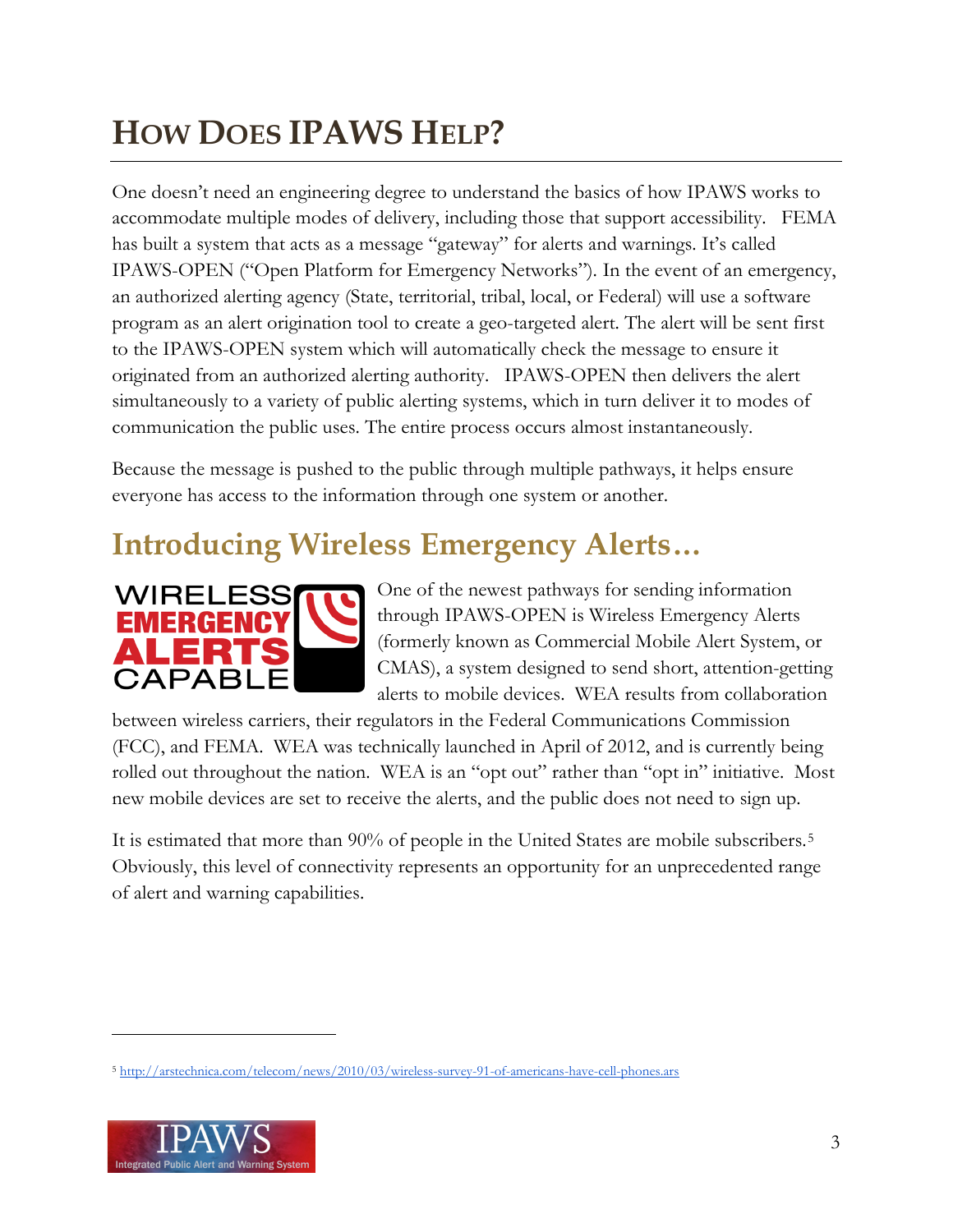# How Does IPAWS Help?

One doesn't need an engineering degree to understand the basics of how IPAWS works to accommodate multiple modes of delivery, including those that support accessibility. FEMA has built a system that acts as a message "gateway" for alerts and warnings. It's called IPAWS-OPEN ("Open Platform for Emergency Networks"). In the event of an emergency, an authorized alerting agency (State, territorial, tribal, local, or Federal) will use a software program as an alert origination tool to create a geo-targeted alert. The alert will be sent first to the IPAWS-OPEN system which will automatically check the message to ensure it originated from an authorized alerting authority. IPAWS-OPEN then delivers the alert simultaneously to a variety of public alerting systems, which in turn deliver it to modes of communication the public uses. The entire process occurs almost instantaneously.

Because the message is pushed to the public through multiple pathways, it helps ensure everyone has access to the information through one system or another.

## Introducing Wireless Emergency Alerts…

One of the newest pathways for sending information through IPAWS-OPEN is Wireless Emergency Alerts (formerly known as Commercial Mobile Alert System, or CMAS), a system designed to send short, attention-getting alerts to mobile devices. WEA results from collaboration between wireless carriers, their regulators in the Federal Communications Commission (FCC), and FEMA. WEA was technically launched in April of 2012, and is currently being rolled out throughout the nation. WEA is an "opt out" rather than "opt in" initiative. Most new mobile devices are set to receive the alerts, and the public does not need to sign up.

It is estimated that more than 90% of people in the United States are mobile subscribers.[5] Obviously, this level of connectivity represents an opportunity for an unprecedented range of alert and warning capabilities.

[5] http://arstechnica.com/telecom/news/2010/03/wireless-survey-91-of-americans-have-cell-phones.ars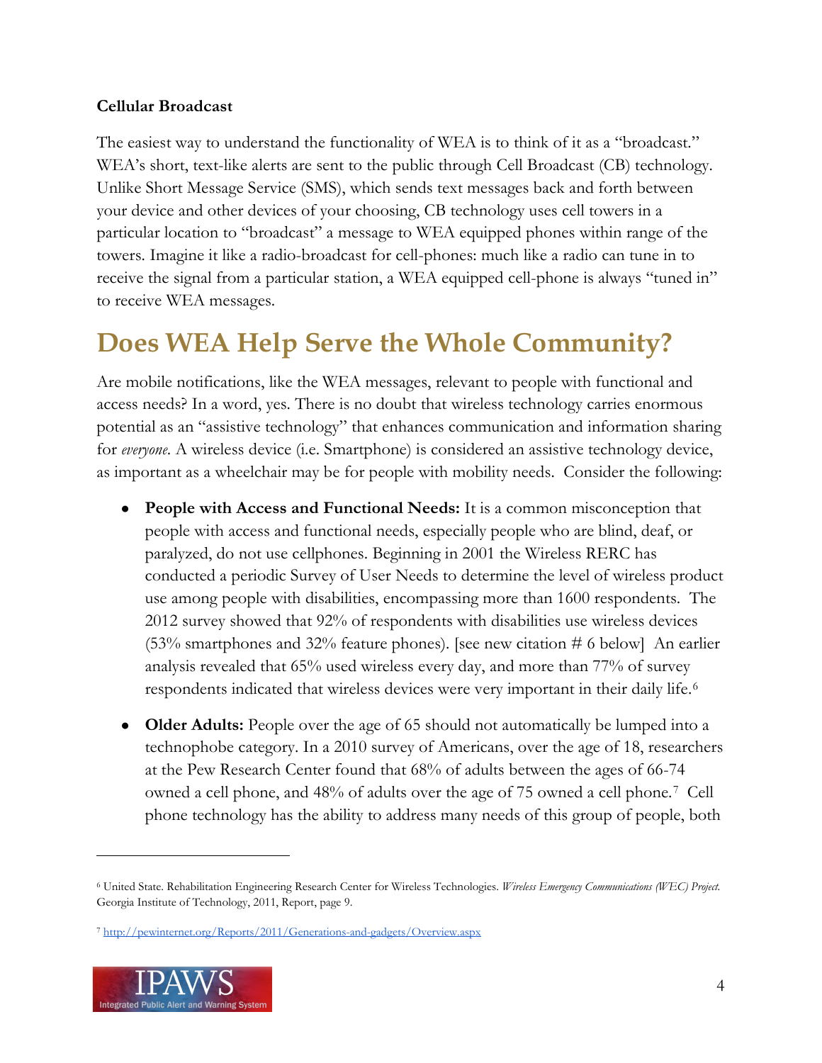**Cellular Broadcast**

The easiest way to understand the functionality of WEA is to think of it as a "broadcast." WEA's short, text-like alerts are sent to the public through Cell Broadcast (CB) technology. Unlike Short Message Service (SMS), which sends text messages back and forth between your device and other devices of your choosing, CB technology uses cell towers in a particular location to "broadcast" a message to WEA equipped phones within range of the towers. Imagine it like a radio-broadcast for cell-phones: much like a radio can tune in to receive the signal from a particular station, a WEA equipped cell-phone is always "tuned in" to receive WEA messages.

# Does WEA Help Serve the Whole Community?

Are mobile notifications, like the WEA messages, relevant to people with functional and access needs? In a word, yes. There is no doubt that wireless technology carries enormous potential as an "assistive technology" that enhances communication and information sharing for *everyone.* A wireless device (i.e. Smartphone) is considered an assistive technology device, as important as a wheelchair may be for people with mobility needs. Consider the following:

- **People with Access and Functional Needs:** It is a common misconception that people with access and functional needs, especially people who are blind, deaf, or paralyzed, do not use cellphones. Beginning in 2001 the Wireless RERC has conducted a periodic Survey of User Needs to determine the level of wireless product use among people with disabilities, encompassing more than 1600 respondents. The 2012 survey showed that 92% of respondents with disabilities use wireless devices (53% smartphones and 32% feature phones). [see new citation # 6 below] An earlier analysis revealed that 65% used wireless every day, and more than 77% of survey respondents indicated that wireless devices were very important in their daily life.[6]

- **Older Adults:** People over the age of 65 should not automatically be lumped into a technophobe category. In a 2010 survey of Americans, over the age of 18, researchers at the Pew Research Center found that 68% of adults between the ages of 66-74 owned a cell phone, and 48% of adults over the age of 75 owned a cell phone.[7] Cell phone technology has the ability to address many needs of this group of people, both

---

[6] United State. Rehabilitation Engineering Research Center for Wireless Technologies. *Wireless Emergency Communications (WEC) Project.* Georgia Institute of Technology, 2011, Report, page 9.

[7] http://pewinternet.org/Reports/2011/Generations-and-gadgets/Overview.aspx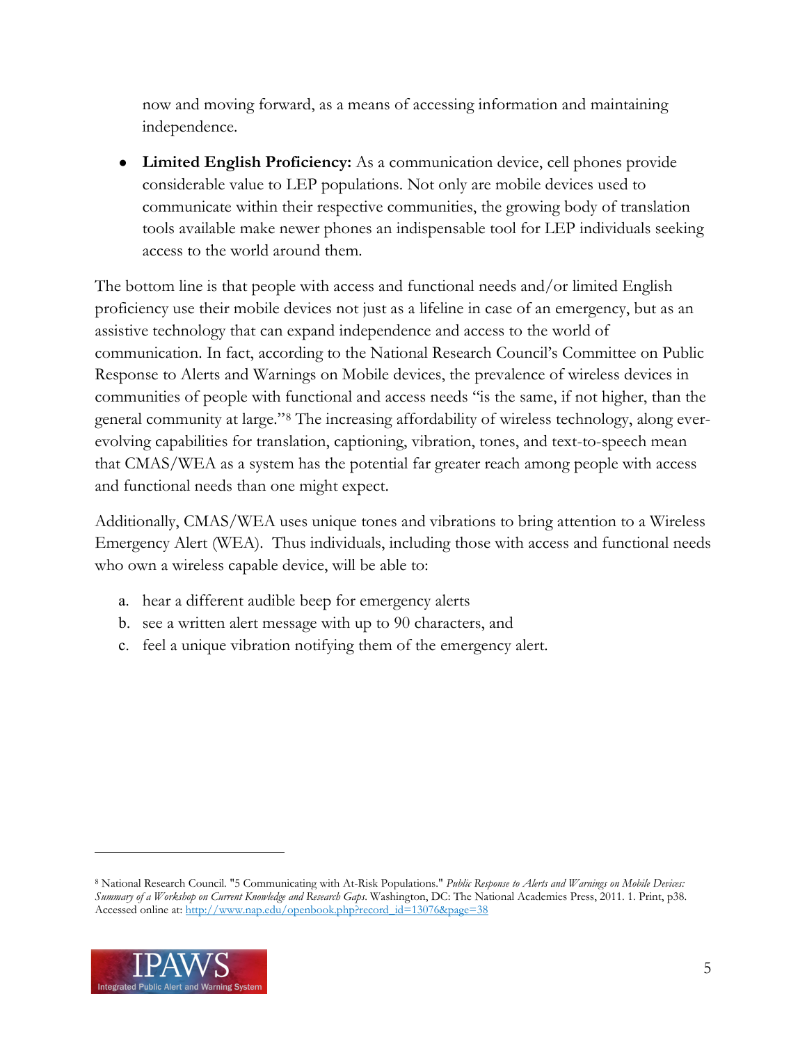now and moving forward, as a means of accessing information and maintaining independence.

- **Limited English Proficiency:** As a communication device, cell phones provide considerable value to LEP populations. Not only are mobile devices used to communicate within their respective communities, the growing body of translation tools available make newer phones an indispensable tool for LEP individuals seeking access to the world around them.

The bottom line is that people with access and functional needs and/or limited English proficiency use their mobile devices not just as a lifeline in case of an emergency, but as an assistive technology that can expand independence and access to the world of communication. In fact, according to the National Research Council's Committee on Public Response to Alerts and Warnings on Mobile devices, the prevalence of wireless devices in communities of people with functional and access needs "is the same, if not higher, than the general community at large."[8] The increasing affordability of wireless technology, along ever-evolving capabilities for translation, captioning, vibration, tones, and text-to-speech mean that CMAS/WEA as a system has the potential far greater reach among people with access and functional needs than one might expect.

Additionally, CMAS/WEA uses unique tones and vibrations to bring attention to a Wireless Emergency Alert (WEA). Thus individuals, including those with access and functional needs who own a wireless capable device, will be able to:

a. hear a different audible beep for emergency alerts
b. see a written alert message with up to 90 characters, and
c. feel a unique vibration notifying them of the emergency alert.

---

[8] National Research Council. "5 Communicating with At-Risk Populations." *Public Response to Alerts and Warnings on Mobile Devices: Summary of a Workshop on Current Knowledge and Research Gaps*. Washington, DC: The National Academies Press, 2011. 1. Print, p38. Accessed online at: http://www.nap.edu/openbook.php?record_id=13076&page=38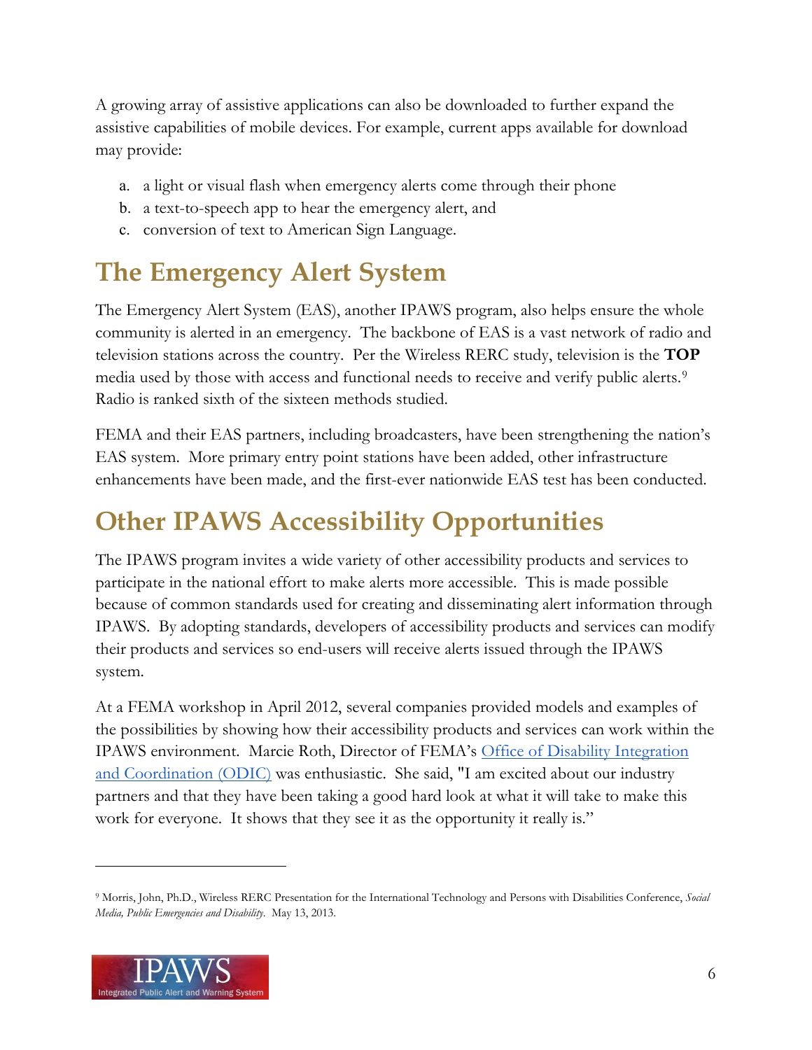A growing array of assistive applications can also be downloaded to further expand the assistive capabilities of mobile devices. For example, current apps available for download may provide:

a. a light or visual flash when emergency alerts come through their phone
b. a text-to-speech app to hear the emergency alert, and
c. conversion of text to American Sign Language.

## The Emergency Alert System

The Emergency Alert System (EAS), another IPAWS program, also helps ensure the whole community is alerted in an emergency. The backbone of EAS is a vast network of radio and television stations across the country. Per the Wireless RERC study, television is the **TOP** media used by those with access and functional needs to receive and verify public alerts.[9] Radio is ranked sixth of the sixteen methods studied.

FEMA and their EAS partners, including broadcasters, have been strengthening the nation's EAS system. More primary entry point stations have been added, other infrastructure enhancements have been made, and the first-ever nationwide EAS test has been conducted.

## Other IPAWS Accessibility Opportunities

The IPAWS program invites a wide variety of other accessibility products and services to participate in the national effort to make alerts more accessible. This is made possible because of common standards used for creating and disseminating alert information through IPAWS. By adopting standards, developers of accessibility products and services can modify their products and services so end-users will receive alerts issued through the IPAWS system.

At a FEMA workshop in April 2012, several companies provided models and examples of the possibilities by showing how their accessibility products and services can work within the IPAWS environment. Marcie Roth, Director of FEMA's Office of Disability Integration and Coordination (ODIC) was enthusiastic. She said, "I am excited about our industry partners and that they have been taking a good hard look at what it will take to make this work for everyone. It shows that they see it as the opportunity it really is."

---

[9] Morris, John, Ph.D., Wireless RERC Presentation for the International Technology and Persons with Disabilities Conference, *Social Media, Public Emergencies and Disability*. May 13, 2013.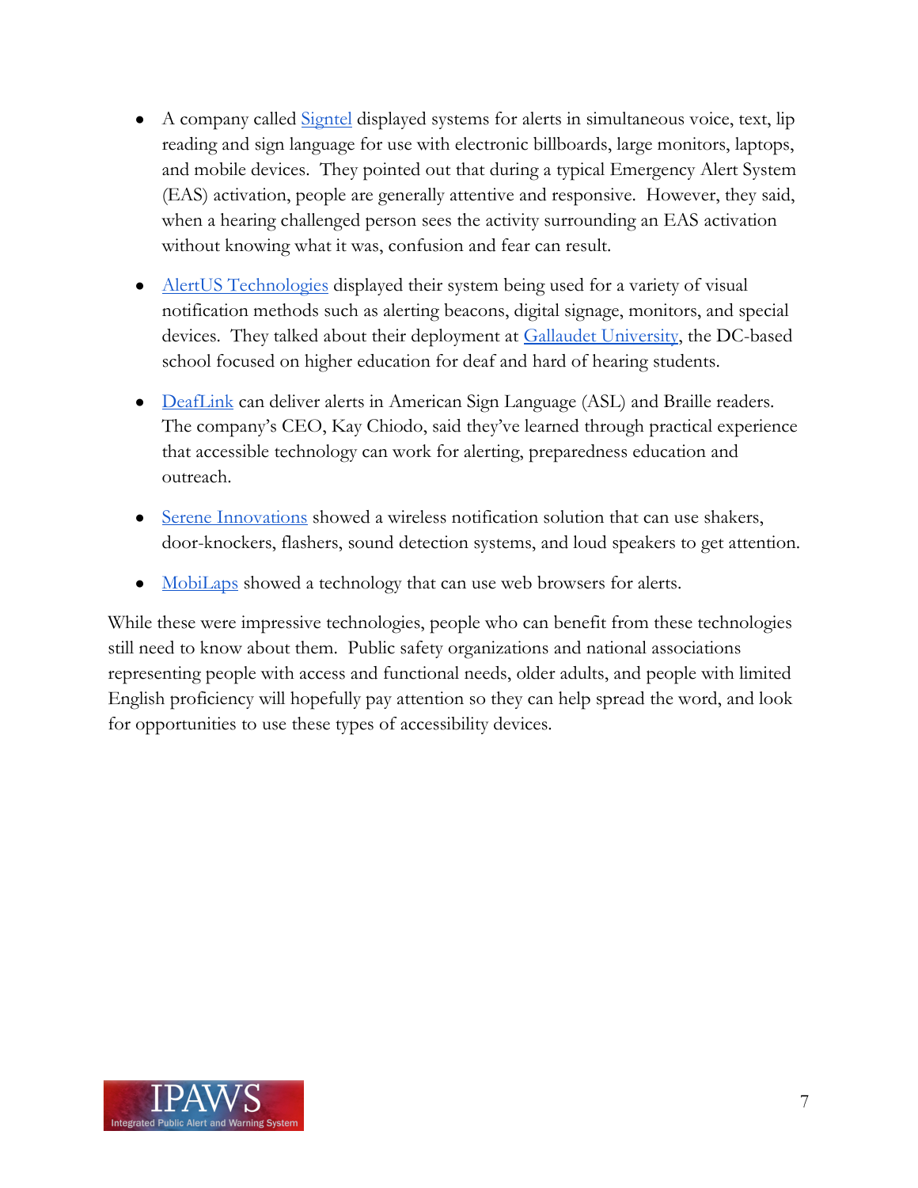- A company called Signtel displayed systems for alerts in simultaneous voice, text, lip reading and sign language for use with electronic billboards, large monitors, laptops, and mobile devices. They pointed out that during a typical Emergency Alert System (EAS) activation, people are generally attentive and responsive. However, they said, when a hearing challenged person sees the activity surrounding an EAS activation without knowing what it was, confusion and fear can result.

- AlertUS Technologies displayed their system being used for a variety of visual notification methods such as alerting beacons, digital signage, monitors, and special devices. They talked about their deployment at Gallaudet University, the DC-based school focused on higher education for deaf and hard of hearing students.

- DeafLink can deliver alerts in American Sign Language (ASL) and Braille readers. The company's CEO, Kay Chiodo, said they've learned through practical experience that accessible technology can work for alerting, preparedness education and outreach.

- Serene Innovations showed a wireless notification solution that can use shakers, door-knockers, flashers, sound detection systems, and loud speakers to get attention.

- MobiLaps showed a technology that can use web browsers for alerts.

While these were impressive technologies, people who can benefit from these technologies still need to know about them. Public safety organizations and national associations representing people with access and functional needs, older adults, and people with limited English proficiency will hopefully pay attention so they can help spread the word, and look for opportunities to use these types of accessibility devices.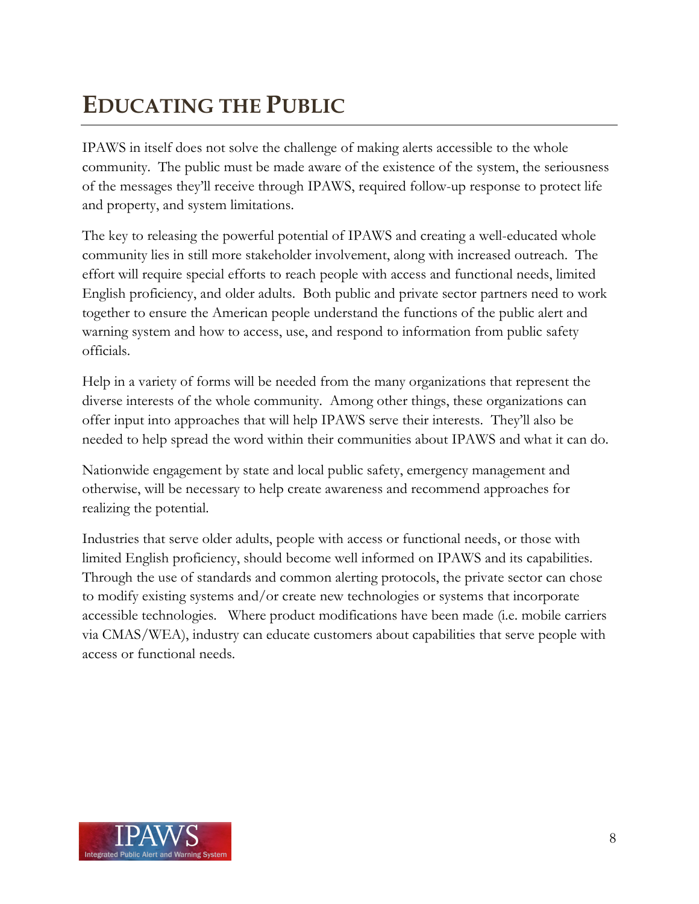# EDUCATING THE PUBLIC

IPAWS in itself does not solve the challenge of making alerts accessible to the whole community. The public must be made aware of the existence of the system, the seriousness of the messages they'll receive through IPAWS, required follow-up response to protect life and property, and system limitations.

The key to releasing the powerful potential of IPAWS and creating a well-educated whole community lies in still more stakeholder involvement, along with increased outreach. The effort will require special efforts to reach people with access and functional needs, limited English proficiency, and older adults. Both public and private sector partners need to work together to ensure the American people understand the functions of the public alert and warning system and how to access, use, and respond to information from public safety officials.

Help in a variety of forms will be needed from the many organizations that represent the diverse interests of the whole community. Among other things, these organizations can offer input into approaches that will help IPAWS serve their interests. They'll also be needed to help spread the word within their communities about IPAWS and what it can do.

Nationwide engagement by state and local public safety, emergency management and otherwise, will be necessary to help create awareness and recommend approaches for realizing the potential.

Industries that serve older adults, people with access or functional needs, or those with limited English proficiency, should become well informed on IPAWS and its capabilities. Through the use of standards and common alerting protocols, the private sector can chose to modify existing systems and/or create new technologies or systems that incorporate accessible technologies. Where product modifications have been made (i.e. mobile carriers via CMAS/WEA), industry can educate customers about capabilities that serve people with access or functional needs.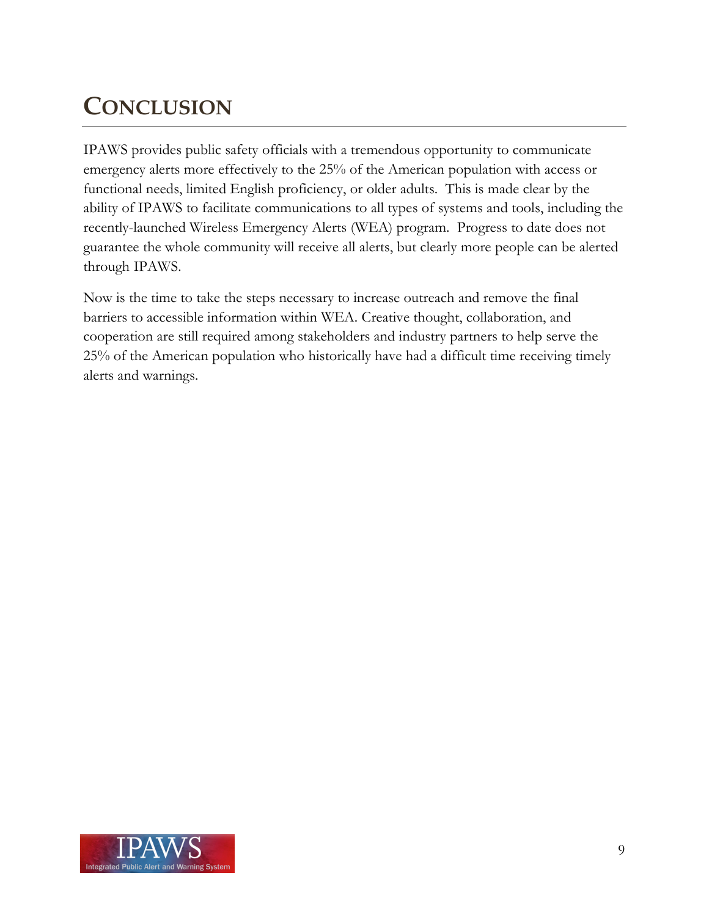# Conclusion

IPAWS provides public safety officials with a tremendous opportunity to communicate emergency alerts more effectively to the 25% of the American population with access or functional needs, limited English proficiency, or older adults. This is made clear by the ability of IPAWS to facilitate communications to all types of systems and tools, including the recently-launched Wireless Emergency Alerts (WEA) program. Progress to date does not guarantee the whole community will receive all alerts, but clearly more people can be alerted through IPAWS.

Now is the time to take the steps necessary to increase outreach and remove the final barriers to accessible information within WEA. Creative thought, collaboration, and cooperation are still required among stakeholders and industry partners to help serve the 25% of the American population who historically have had a difficult time receiving timely alerts and warnings.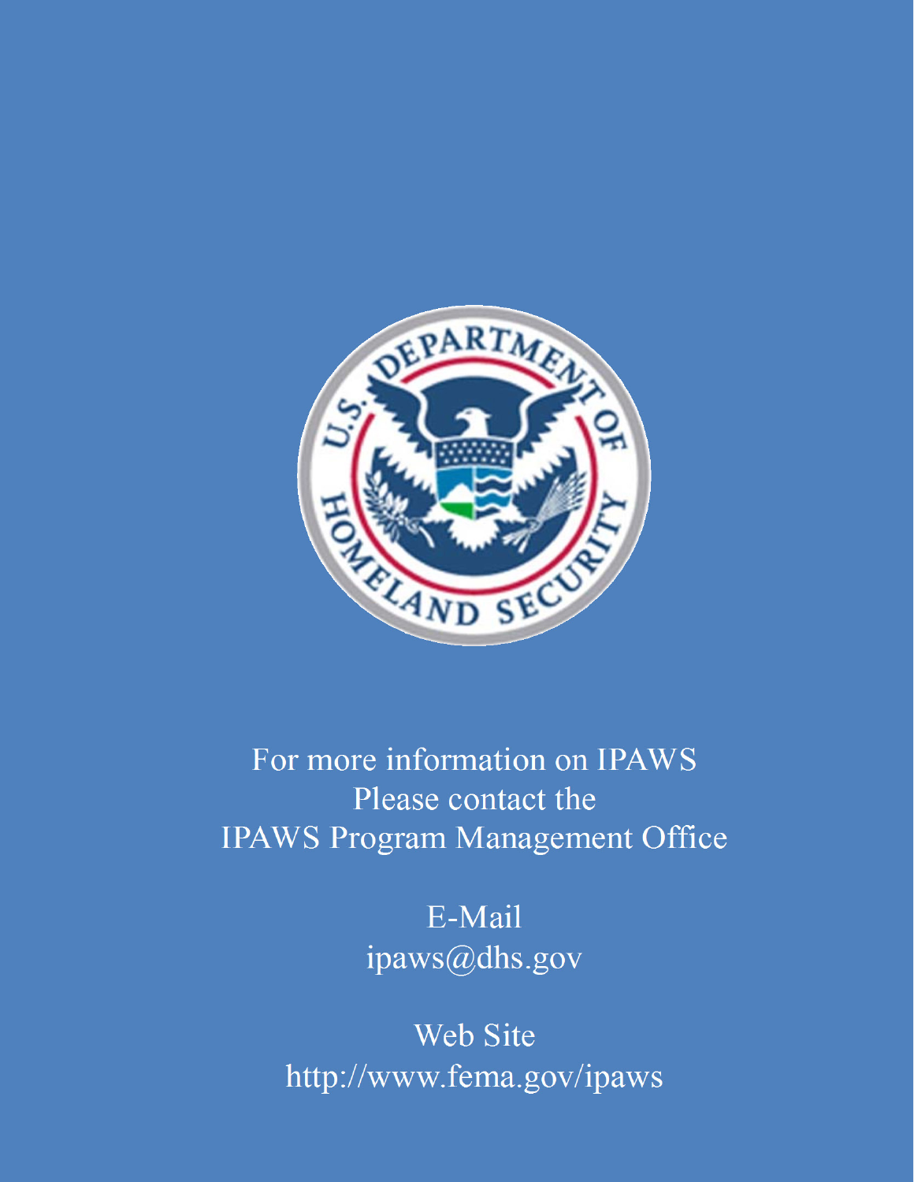For more information on IPAWS
Please contact the
IPAWS Program Management Office

E-Mail
ipaws@dhs.gov

Web Site
http://www.fema.gov/ipaws